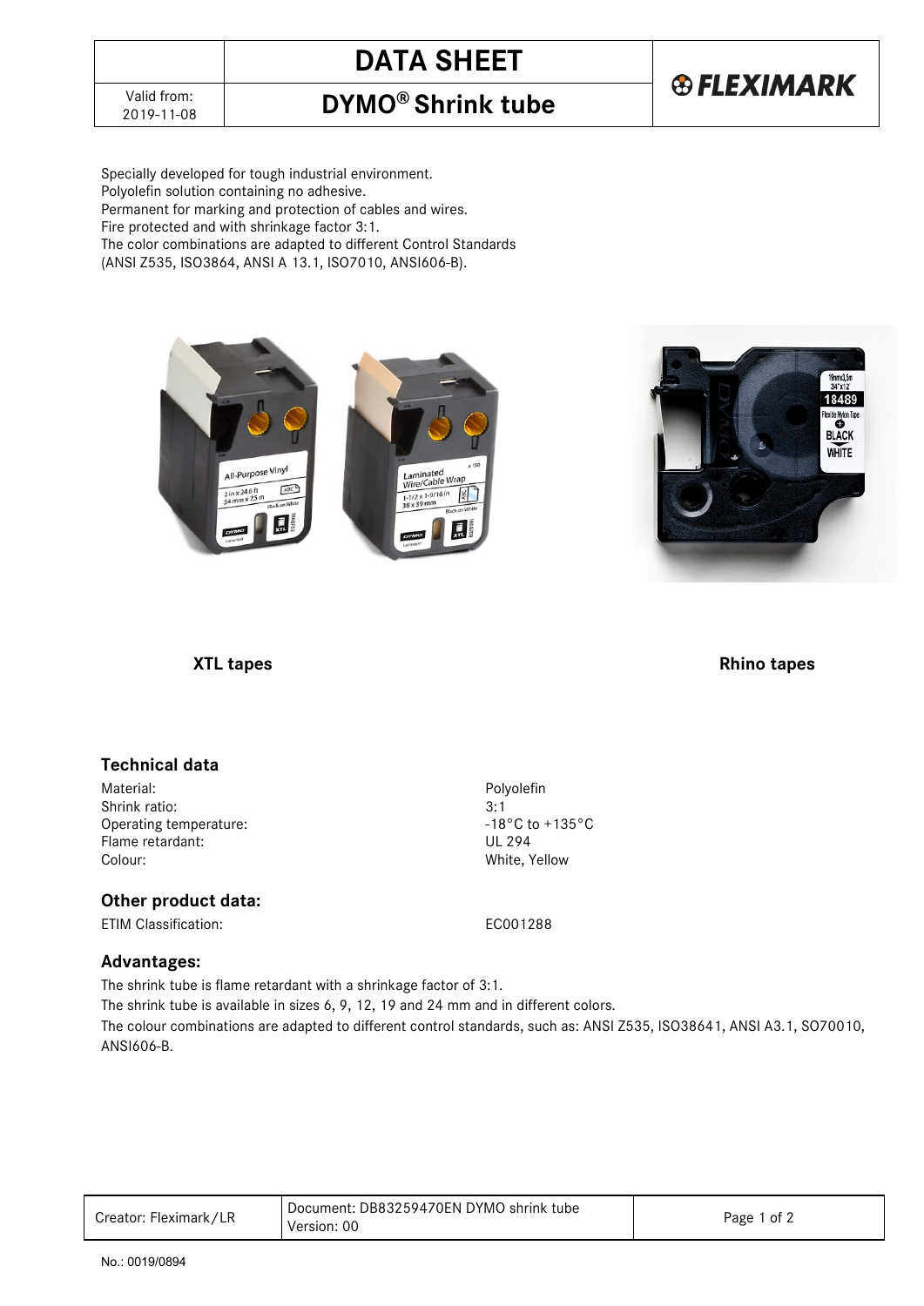# DATA SHEET

## DYMO® Shrink tube

Valid from: 2019-11-08

Specially developed for tough industrial environment.
Polyolefin solution containing no adhesive.
Permanent for marking and protection of cables and wires.
Fire protected and with shrinkage factor 3:1.
The color combinations are adapted to different Control Standards (ANSI Z535, ISO3864, ANSI A 13.1, ISO7010, ANSI606-B).

**XTL tapes** **Rhino tapes**

### Technical data

| | |
|---|---|
| Material: | Polyolefin |
| Shrink ratio: | 3:1 |
| Operating temperature: | -18°C to +135°C |
| Flame retardant: | UL 294 |
| Colour: | White, Yellow |

### Other product data:

| | |
|---|---|
| ETIM Classification: | EC001288 |

### Advantages:

The shrink tube is flame retardant with a shrinkage factor of 3:1.
The shrink tube is available in sizes 6, 9, 12, 19 and 24 mm and in different colors.
The colour combinations are adapted to different control standards, such as: ANSI Z535, ISO38641, ANSI A3.1, SO70010, ANSI606-B.

| Creator: Fleximark/LR | Document: DB83259470EN DYMO shrink tube Version: 00 |
|---|---|

No.: 0019/0894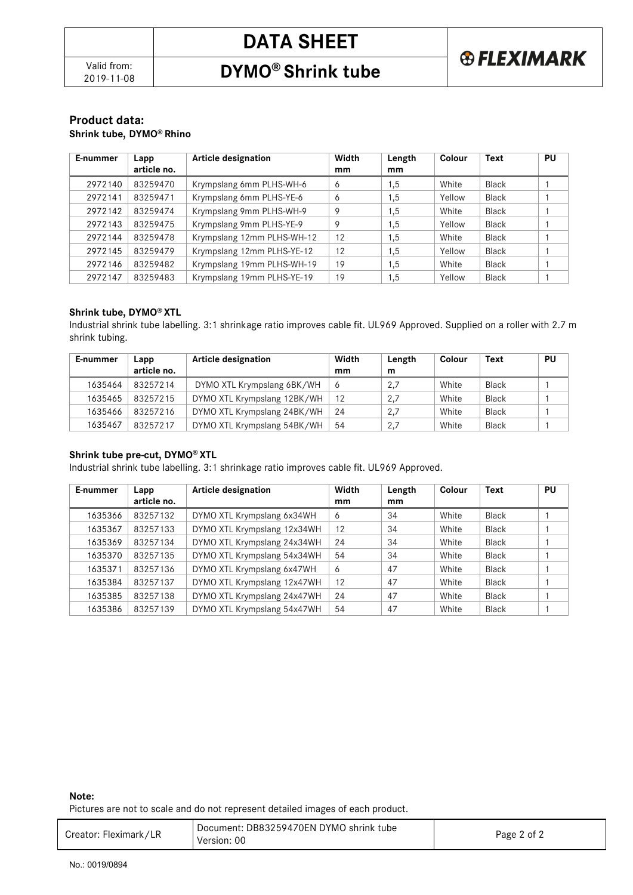## Product data:

### Shrink tube, DYMO® Rhino

| E-nummer | Lapp article no. | Article designation | Width mm | Length mm | Colour | Text | PU |
|---|---|---|---|---|---|---|---|
| 2972140 | 83259470 | Krympslang 6mm PLHS-WH-6 | 6 | 1,5 | White | Black | 1 |
| 2972141 | 83259471 | Krympslang 6mm PLHS-YE-6 | 6 | 1,5 | Yellow | Black | 1 |
| 2972142 | 83259474 | Krympslang 9mm PLHS-WH-9 | 9 | 1,5 | White | Black | 1 |
| 2972143 | 83259475 | Krympslang 9mm PLHS-YE-9 | 9 | 1,5 | Yellow | Black | 1 |
| 2972144 | 83259478 | Krympslang 12mm PLHS-WH-12 | 12 | 1,5 | White | Black | 1 |
| 2972145 | 83259479 | Krympslang 12mm PLHS-YE-12 | 12 | 1,5 | Yellow | Black | 1 |
| 2972146 | 83259482 | Krympslang 19mm PLHS-WH-19 | 19 | 1,5 | White | Black | 1 |
| 2972147 | 83259483 | Krympslang 19mm PLHS-YE-19 | 19 | 1,5 | Yellow | Black | 1 |

### Shrink tube, DYMO® XTL

Industrial shrink tube labelling. 3:1 shrinkage ratio improves cable fit. UL969 Approved. Supplied on a roller with 2.7 m shrink tubing.

| E-nummer | Lapp article no. | Article designation | Width mm | Length m | Colour | Text | PU |
|---|---|---|---|---|---|---|---|
| 1635464 | 83257214 | DYMO XTL Krympslang 6BK/WH | 6 | 2,7 | White | Black | 1 |
| 1635465 | 83257215 | DYMO XTL Krympslang 12BK/WH | 12 | 2,7 | White | Black | 1 |
| 1635466 | 83257216 | DYMO XTL Krympslang 24BK/WH | 24 | 2,7 | White | Black | 1 |
| 1635467 | 83257217 | DYMO XTL Krympslang 54BK/WH | 54 | 2,7 | White | Black | 1 |

### Shrink tube pre-cut, DYMO® XTL

Industrial shrink tube labelling. 3:1 shrinkage ratio improves cable fit. UL969 Approved.

| E-nummer | Lapp article no. | Article designation | Width mm | Length mm | Colour | Text | PU |
|---|---|---|---|---|---|---|---|
| 1635366 | 83257132 | DYMO XTL Krympslang 6x34WH | 6 | 34 | White | Black | 1 |
| 1635367 | 83257133 | DYMO XTL Krympslang 12x34WH | 12 | 34 | White | Black | 1 |
| 1635369 | 83257134 | DYMO XTL Krympslang 24x34WH | 24 | 34 | White | Black | 1 |
| 1635370 | 83257135 | DYMO XTL Krympslang 54x34WH | 54 | 34 | White | Black | 1 |
| 1635371 | 83257136 | DYMO XTL Krympslang 6x47WH | 6 | 47 | White | Black | 1 |
| 1635384 | 83257137 | DYMO XTL Krympslang 12x47WH | 12 | 47 | White | Black | 1 |
| 1635385 | 83257138 | DYMO XTL Krympslang 24x47WH | 24 | 47 | White | Black | 1 |
| 1635386 | 83257139 | DYMO XTL Krympslang 54x47WH | 54 | 47 | White | Black | 1 |

**Note:**

Pictures are not to scale and do not represent detailed images of each product.